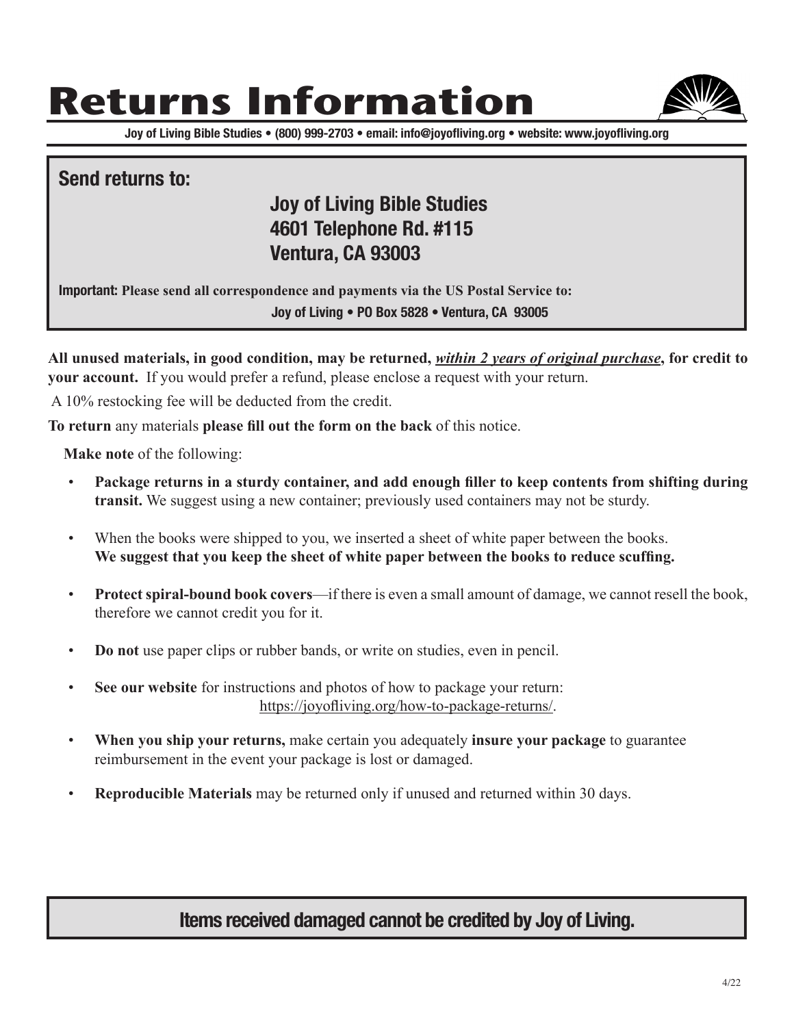# Returns Information

Joy of Living Bible Studies • (800) 999-2703 • email: info@joyofliving.org • website: www.joyofliving.org

**Send returns to:**

**Joy of Living Bible Studies**
**4601 Telephone Rd. #115**
**Ventura, CA 93003**

**Important:** **Please send all correspondence and payments via the US Postal Service to:**
**Joy of Living • PO Box 5828 • Ventura, CA 93005**

**All unused materials, in good condition, may be returned, *<u>within 2 years of original purchase</u>*, for credit to your account.** If you would prefer a refund, please enclose a request with your return.

A 10% restocking fee will be deducted from the credit.

**To return** any materials **please fill out the form on the back** of this notice.

**Make note** of the following:

- **Package returns in a sturdy container, and add enough filler to keep contents from shifting during transit.** We suggest using a new container; previously used containers may not be sturdy.
- When the books were shipped to you, we inserted a sheet of white paper between the books. **We suggest that you keep the sheet of white paper between the books to reduce scuffing.**
- **Protect spiral-bound book covers**—if there is even a small amount of damage, we cannot resell the book, therefore we cannot credit you for it.
- **Do not** use paper clips or rubber bands, or write on studies, even in pencil.
- **See our website** for instructions and photos of how to package your return: https://joyofliving.org/how-to-package-returns/.
- **When you ship your returns,** make certain you adequately **insure your package** to guarantee reimbursement in the event your package is lost or damaged.
- **Reproducible Materials** may be returned only if unused and returned within 30 days.

**Items received damaged cannot be credited by Joy of Living.**

4/22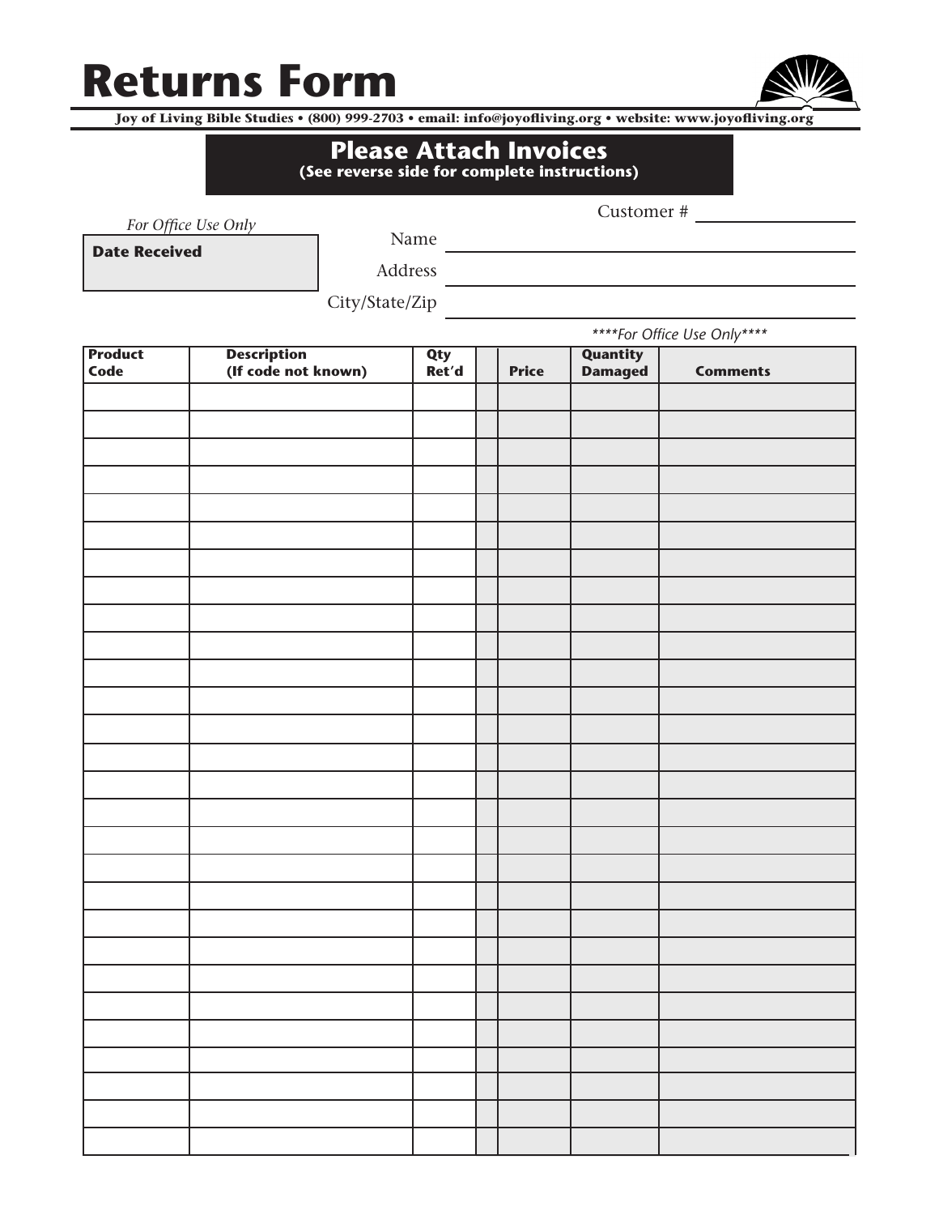# Returns Form

**Joy of Living Bible Studies • (800) 999-2703 • email: info@joyofliving.org • website: www.joyofliving.org**

## Please Attach Invoices

**(See reverse side for complete instructions)**

*For Office Use Only*

**Date Received**

Customer # ________________

Name ________________

Address ________________

City/State/Zip ________________

*\*\*\*\*For Office Use Only\*\*\*\**

| Product Code | Description (If code not known) | Qty Ret'd | | Price | Quantity Damaged | Comments |
|---|---|---|---|---|---|---|
| | | | | | | |
| | | | | | | |
| | | | | | | |
| | | | | | | |
| | | | | | | |
| | | | | | | |
| | | | | | | |
| | | | | | | |
| | | | | | | |
| | | | | | | |
| | | | | | | |
| | | | | | | |
| | | | | | | |
| | | | | | | |
| | | | | | | |
| | | | | | | |
| | | | | | | |
| | | | | | | |
| | | | | | | |
| | | | | | | |
| | | | | | | |
| | | | | | | |
| | | | | | | |
| | | | | | | |
| | | | | | | |
| | | | | | | |
| | | | | | | |
| | | | | | | |